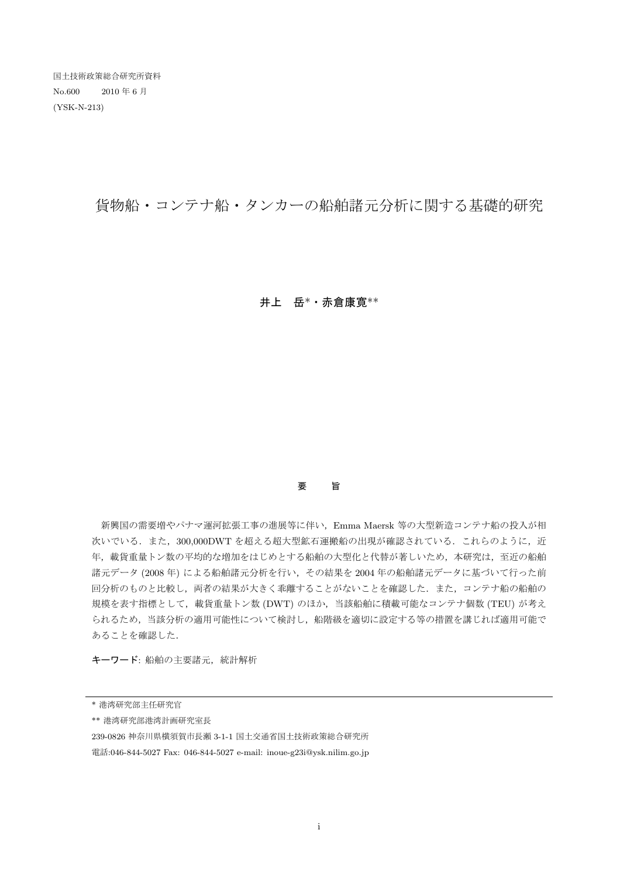国土技術政策総合研究所資料
No.600　　2010 年 6 月
(YSK-N-213)

# 貨物船・コンテナ船・タンカーの船舶諸元分析に関する基礎的研究

**井上　岳*・赤倉康寛****

## 要　　旨

新興国の需要増やパナマ運河拡張工事の進展等に伴い，Emma Maersk 等の大型新造コンテナ船の投入が相次いでいる．また，300,000DWT を超える超大型鉱石運搬船の出現が確認されている．これらのように，近年，載貨重量トン数の平均的な増加をはじめとする船舶の大型化と代替が著しいため，本研究は，至近の船舶諸元データ (2008 年) による船舶諸元分析を行い，その結果を 2004 年の船舶諸元データに基づいて行った前回分析のものと比較し，両者の結果が大きく乖離することがないことを確認した．また，コンテナ船の船舶の規模を表す指標として，載貨重量トン数 (DWT) のほか，当該船舶に積載可能なコンテナ個数 (TEU) が考えられるため，当該分析の適用可能性について検討し，船階級を適切に設定する等の措置を講じれば適用可能であることを確認した．

**キーワード**: 船舶の主要諸元，統計解析

---

\* 港湾研究部主任研究官

\*\* 港湾研究部港湾計画研究室長

239-0826 神奈川県横須賀市長瀬 3-1-1 国土交通省国土技術政策総合研究所

電話:046-844-5027 Fax: 046-844-5027 e-mail: inoue-g23i@ysk.nilim.go.jp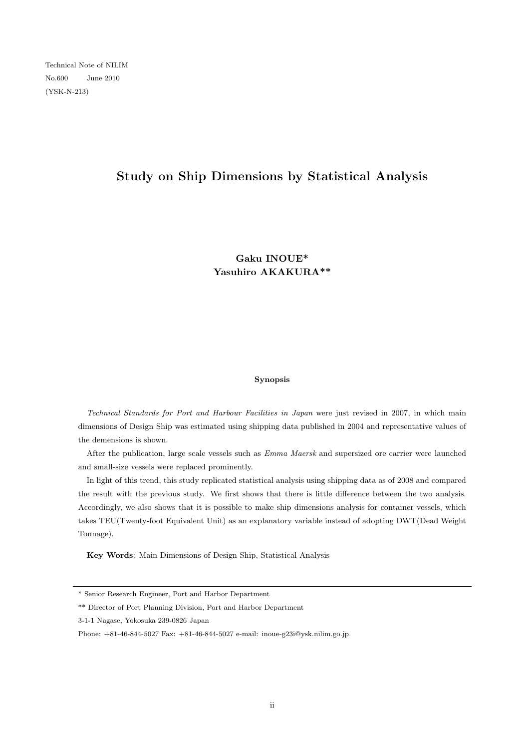Technical Note of NILIM

No.600 June 2010

(YSK-N-213)

# Study on Ship Dimensions by Statistical Analysis

**Gaku INOUE***
**Yasuhiro AKAKURA****

### Synopsis

*Technical Standards for Port and Harbour Facilities in Japan* were just revised in 2007, in which main dimensions of Design Ship was estimated using shipping data published in 2004 and representative values of the demensions is shown.

After the publication, large scale vessels such as *Emma Maersk* and supersized ore carrier were launched and small-size vessels were replaced prominently.

In light of this trend, this study replicated statistical analysis using shipping data as of 2008 and compared the result with the previous study. We first shows that there is little difference between the two analysis. Accordingly, we also shows that it is possible to make ship dimensions analysis for container vessels, which takes TEU(Twenty-foot Equivalent Unit) as an explanatory variable instead of adopting DWT(Dead Weight Tonnage).

**Key Words**: Main Dimensions of Design Ship, Statistical Analysis

---

* Senior Research Engineer, Port and Harbor Department

** Director of Port Planning Division, Port and Harbor Department

3-1-1 Nagase, Yokosuka 239-0826 Japan

Phone: +81-46-844-5027 Fax: +81-46-844-5027 e-mail: inoue-g23i@ysk.nilim.go.jp